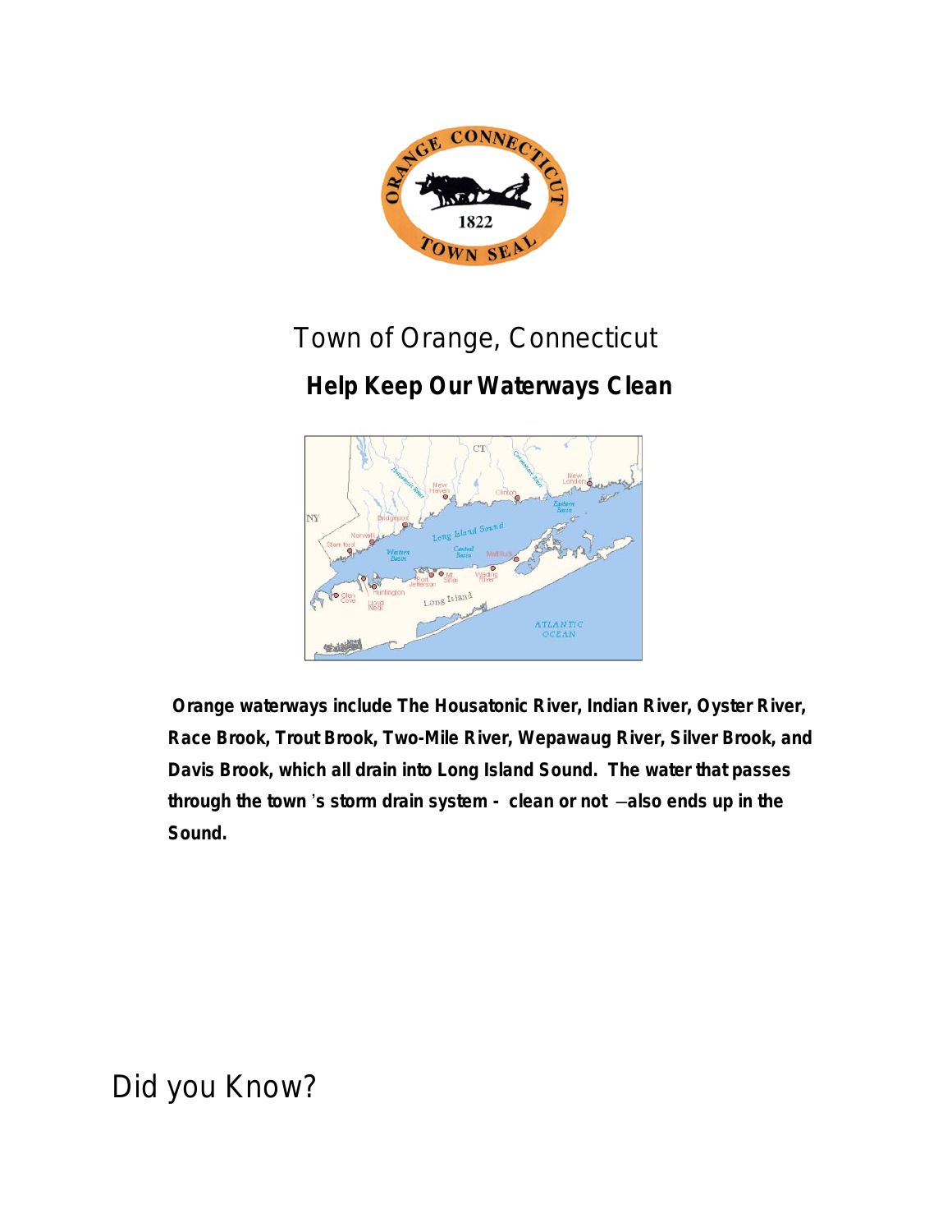# Town of Orange, Connecticut

## Help Keep Our Waterways Clean

**Orange waterways include The Housatonic River, Indian River, Oyster River, Race Brook, Trout Brook, Two-Mile River, Wepawaug River, Silver Brook, and Davis Brook, which all drain into Long Island Sound. The water that passes through the town's storm drain system - clean or not –also ends up in the Sound.**

## Did you Know?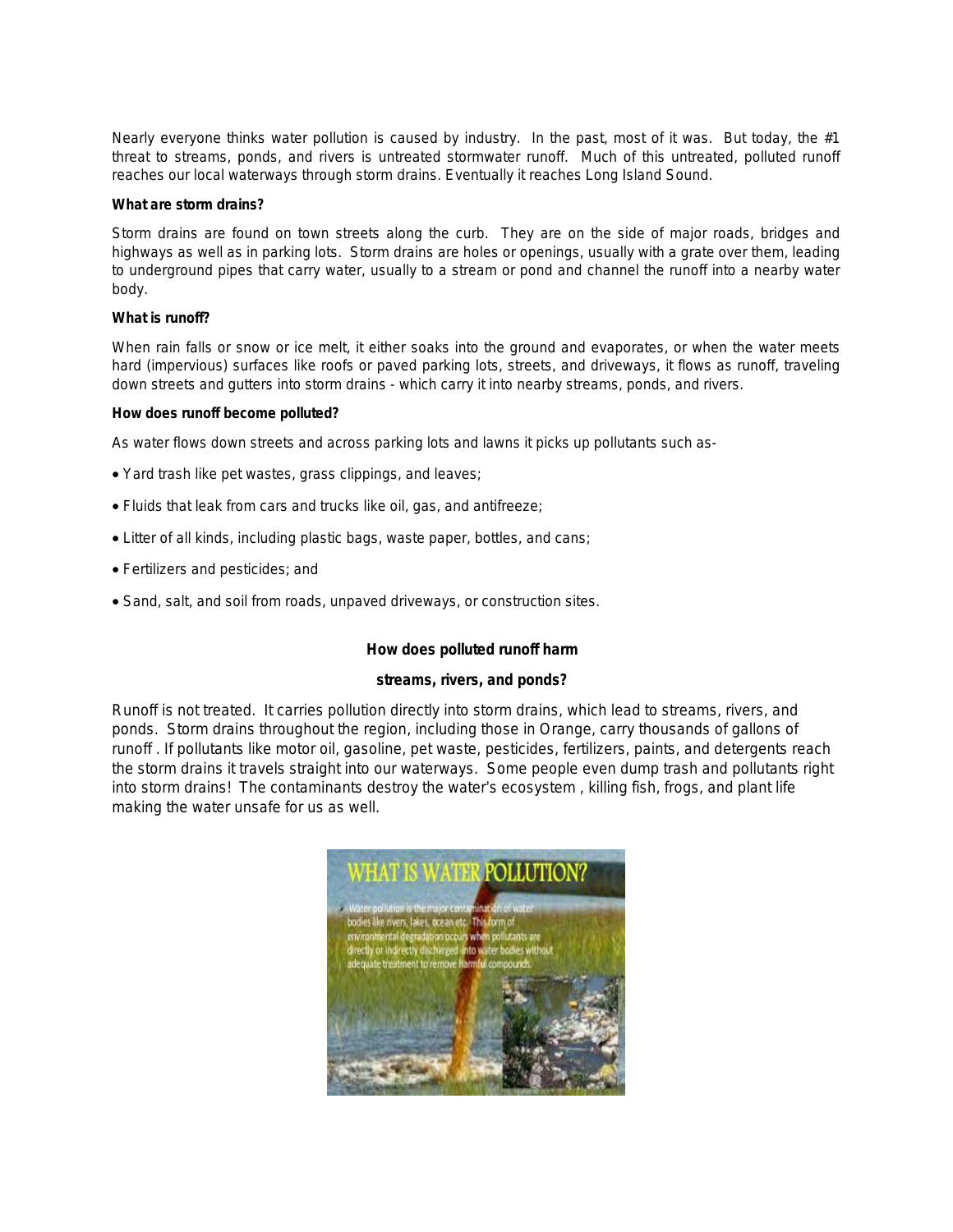Nearly everyone thinks water pollution is caused by industry. In the past, most of it was. But today, the #1 threat to streams, ponds, and rivers is untreated stormwater runoff. Much of this untreated, polluted runoff reaches our local waterways through storm drains. Eventually it reaches Long Island Sound.

**What are storm drains?**

Storm drains are found on town streets along the curb. They are on the side of major roads, bridges and highways as well as in parking lots. Storm drains are holes or openings, usually with a grate over them, leading to underground pipes that carry water, usually to a stream or pond and channel the runoff into a nearby water body.

**What is runoff?**

When rain falls or snow or ice melt, it either soaks into the ground and evaporates, or when the water meets hard (impervious) surfaces like roofs or paved parking lots, streets, and driveways, it flows as runoff, traveling down streets and gutters into storm drains - which carry it into nearby streams, ponds, and rivers.

**How does runoff become polluted?**

As water flows down streets and across parking lots and lawns it picks up pollutants such as-

- Yard trash like pet wastes, grass clippings, and leaves;
- Fluids that leak from cars and trucks like oil, gas, and antifreeze;
- Litter of all kinds, including plastic bags, waste paper, bottles, and cans;
- Fertilizers and pesticides; and
- Sand, salt, and soil from roads, unpaved driveways, or construction sites.

**How does polluted runoff harm streams, rivers, and ponds?**

Runoff is not treated. It carries pollution directly into storm drains, which lead to streams, rivers, and ponds. Storm drains throughout the region, including those in Orange, carry thousands of gallons of runoff . If pollutants like motor oil, gasoline, pet waste, pesticides, fertilizers, paints, and detergents reach the storm drains it travels straight into our waterways. Some people even dump trash and pollutants right into storm drains! The contaminants destroy the water's ecosystem , killing fish, frogs, and plant life making the water unsafe for us as well.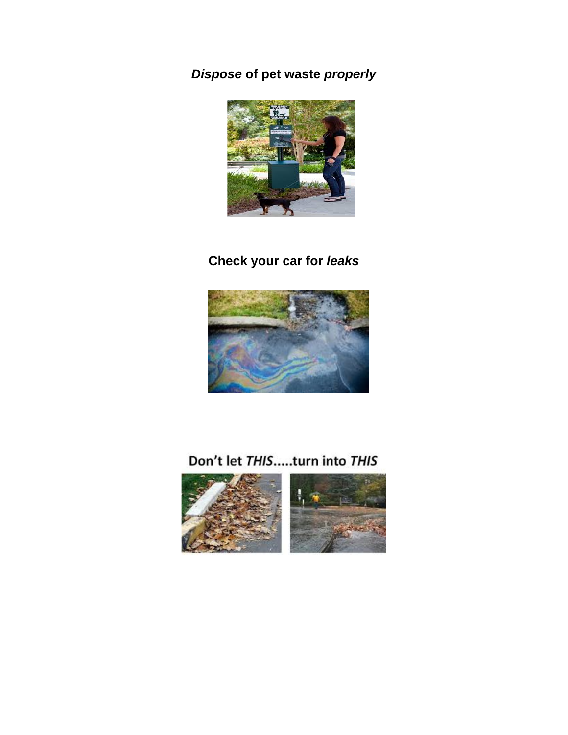***Dispose* of pet waste *properly***

**Check your car for *leaks***

Don't let *THIS*.....turn into *THIS*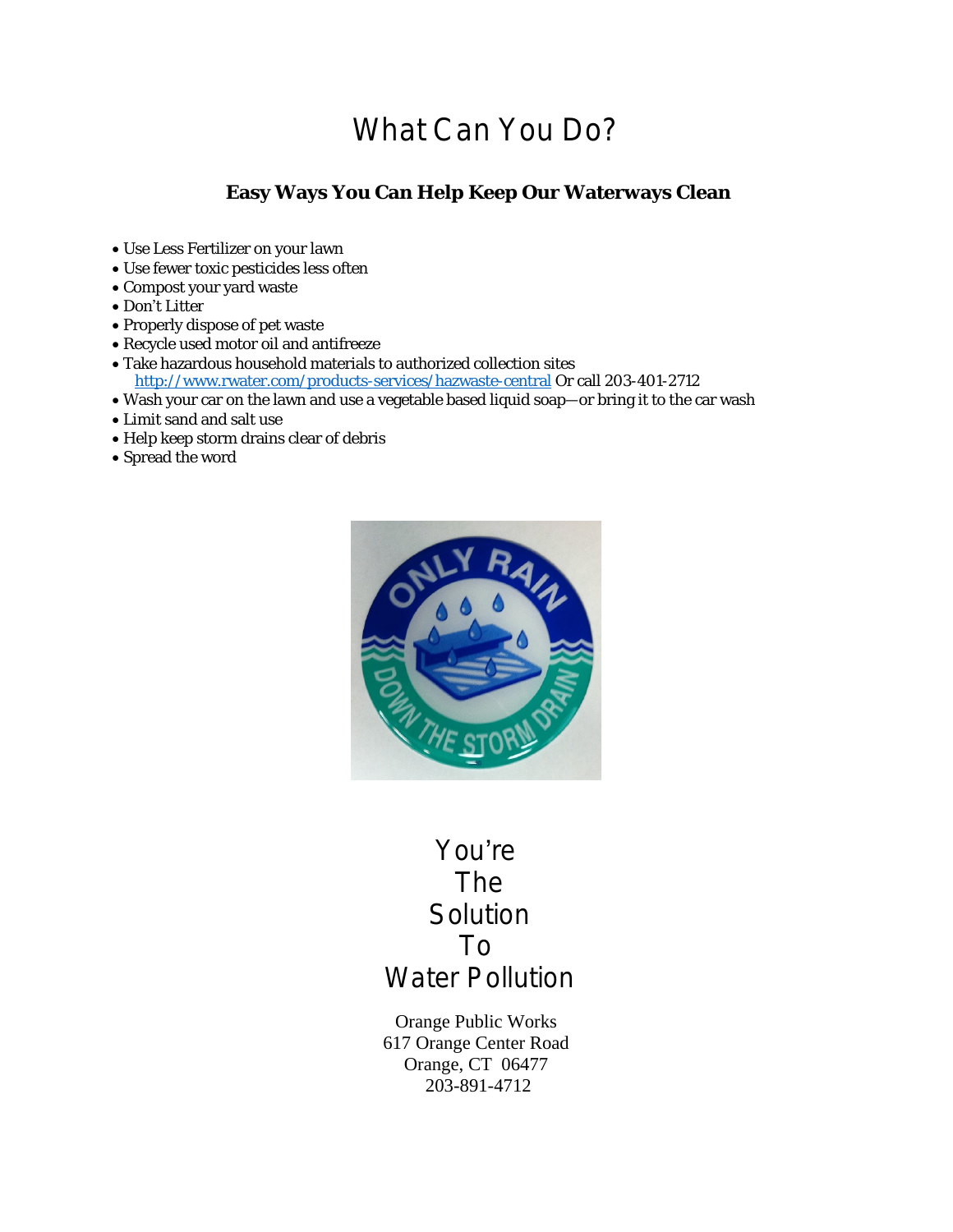# What Can You Do?

**Easy Ways You Can Help Keep Our Waterways Clean**

- Use Less Fertilizer on your lawn
- Use fewer toxic pesticides less often
- Compost your yard waste
- Don't Litter
- Properly dispose of pet waste
- Recycle used motor oil and antifreeze
- Take hazardous household materials to authorized collection sites
  [http://www.rwater.com/products-services/hazwaste-central](http://www.rwater.com/products-services/hazwaste-central) Or call 203-401-2712
- Wash your car on the lawn and use a vegetable based liquid soap—or bring it to the car wash
- Limit sand and salt use
- Help keep storm drains clear of debris
- Spread the word

You're
The
Solution
To
Water Pollution

Orange Public Works
617 Orange Center Road
Orange, CT 06477
203-891-4712